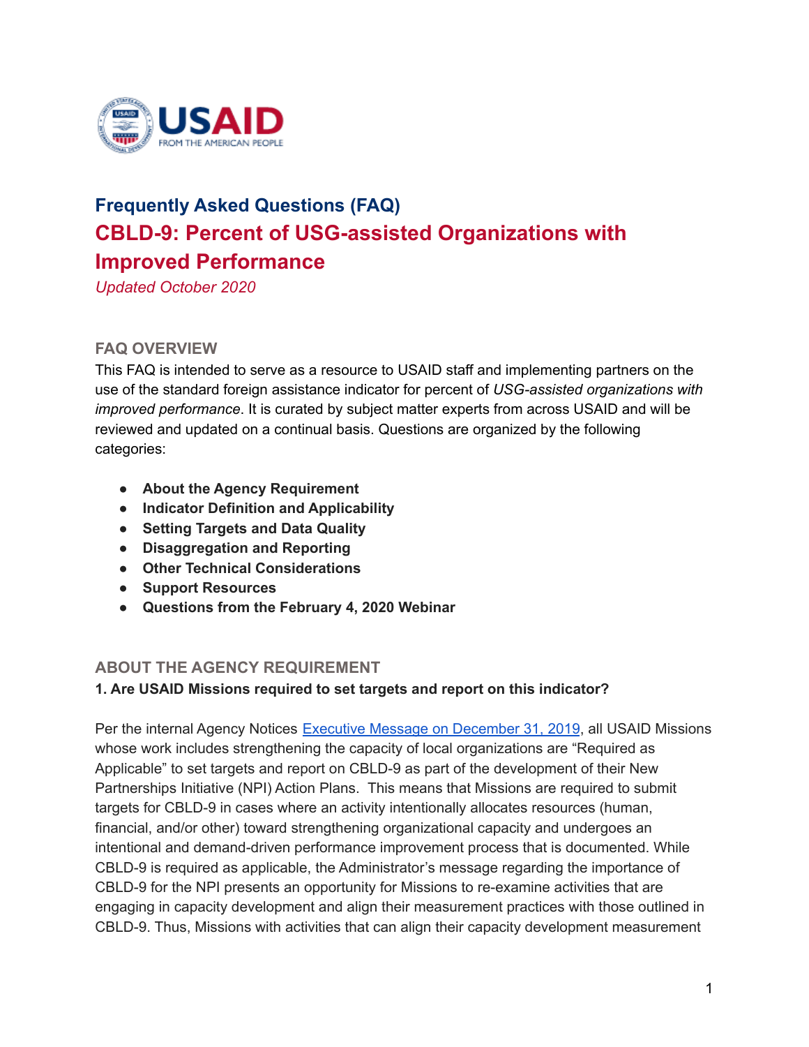## Frequently Asked Questions (FAQ)

# CBLD-9: Percent of USG-assisted Organizations with Improved Performance

*Updated October 2020*

### FAQ OVERVIEW

This FAQ is intended to serve as a resource to USAID staff and implementing partners on the use of the standard foreign assistance indicator for percent of *USG-assisted organizations with improved performance*. It is curated by subject matter experts from across USAID and will be reviewed and updated on a continual basis. Questions are organized by the following categories:

- **About the Agency Requirement**
- **Indicator Definition and Applicability**
- **Setting Targets and Data Quality**
- **Disaggregation and Reporting**
- **Other Technical Considerations**
- **Support Resources**
- **Questions from the February 4, 2020 Webinar**

### ABOUT THE AGENCY REQUIREMENT

**1. Are USAID Missions required to set targets and report on this indicator?**

Per the internal Agency Notices Executive Message on December 31, 2019, all USAID Missions whose work includes strengthening the capacity of local organizations are "Required as Applicable" to set targets and report on CBLD-9 as part of the development of their New Partnerships Initiative (NPI) Action Plans. This means that Missions are required to submit targets for CBLD-9 in cases where an activity intentionally allocates resources (human, financial, and/or other) toward strengthening organizational capacity and undergoes an intentional and demand-driven performance improvement process that is documented. While CBLD-9 is required as applicable, the Administrator's message regarding the importance of CBLD-9 for the NPI presents an opportunity for Missions to re-examine activities that are engaging in capacity development and align their measurement practices with those outlined in CBLD-9. Thus, Missions with activities that can align their capacity development measurement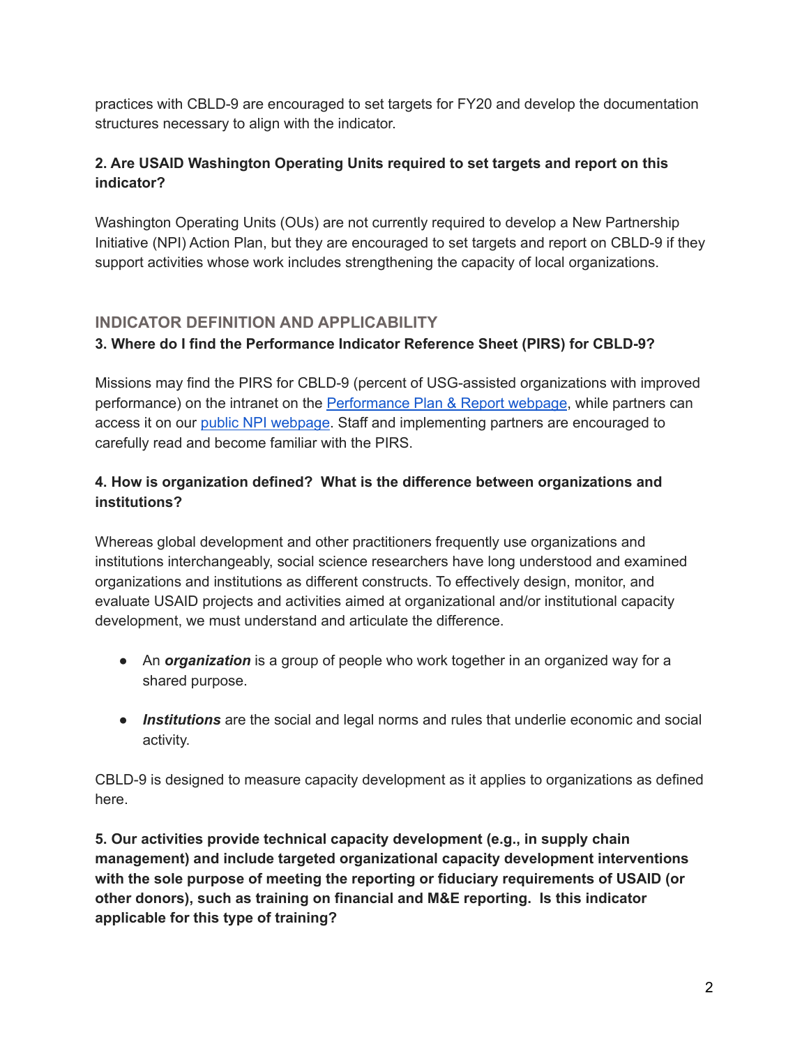practices with CBLD-9 are encouraged to set targets for FY20 and develop the documentation structures necessary to align with the indicator.

**2. Are USAID Washington Operating Units required to set targets and report on this indicator?**

Washington Operating Units (OUs) are not currently required to develop a New Partnership Initiative (NPI) Action Plan, but they are encouraged to set targets and report on CBLD-9 if they support activities whose work includes strengthening the capacity of local organizations.

## INDICATOR DEFINITION AND APPLICABILITY

**3. Where do I find the Performance Indicator Reference Sheet (PIRS) for CBLD-9?**

Missions may find the PIRS for CBLD-9 (percent of USG-assisted organizations with improved performance) on the intranet on the Performance Plan & Report webpage, while partners can access it on our public NPI webpage. Staff and implementing partners are encouraged to carefully read and become familiar with the PIRS.

**4. How is organization defined? What is the difference between organizations and institutions?**

Whereas global development and other practitioners frequently use organizations and institutions interchangeably, social science researchers have long understood and examined organizations and institutions as different constructs. To effectively design, monitor, and evaluate USAID projects and activities aimed at organizational and/or institutional capacity development, we must understand and articulate the difference.

- An ***organization*** is a group of people who work together in an organized way for a shared purpose.
- ***Institutions*** are the social and legal norms and rules that underlie economic and social activity.

CBLD-9 is designed to measure capacity development as it applies to organizations as defined here.

**5. Our activities provide technical capacity development (e.g., in supply chain management) and include targeted organizational capacity development interventions with the sole purpose of meeting the reporting or fiduciary requirements of USAID (or other donors), such as training on financial and M&E reporting. Is this indicator applicable for this type of training?**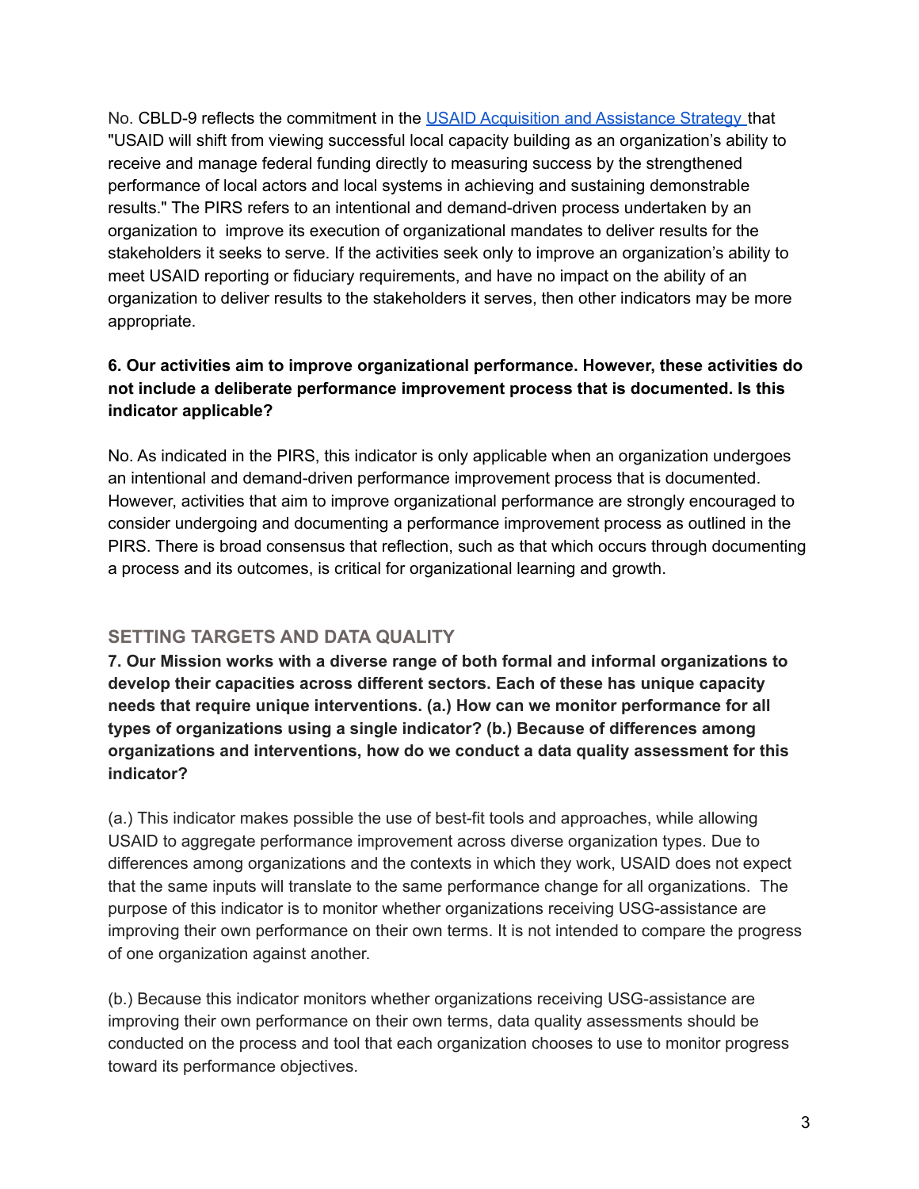No. CBLD-9 reflects the commitment in the [USAID Acquisition and Assistance Strategy](#) that "USAID will shift from viewing successful local capacity building as an organization's ability to receive and manage federal funding directly to measuring success by the strengthened performance of local actors and local systems in achieving and sustaining demonstrable results." The PIRS refers to an intentional and demand-driven process undertaken by an organization to improve its execution of organizational mandates to deliver results for the stakeholders it seeks to serve. If the activities seek only to improve an organization's ability to meet USAID reporting or fiduciary requirements, and have no impact on the ability of an organization to deliver results to the stakeholders it serves, then other indicators may be more appropriate.

**6. Our activities aim to improve organizational performance. However, these activities do not include a deliberate performance improvement process that is documented. Is this indicator applicable?**

No. As indicated in the PIRS, this indicator is only applicable when an organization undergoes an intentional and demand-driven performance improvement process that is documented. However, activities that aim to improve organizational performance are strongly encouraged to consider undergoing and documenting a performance improvement process as outlined in the PIRS. There is broad consensus that reflection, such as that which occurs through documenting a process and its outcomes, is critical for organizational learning and growth.

## SETTING TARGETS AND DATA QUALITY

**7. Our Mission works with a diverse range of both formal and informal organizations to develop their capacities across different sectors. Each of these has unique capacity needs that require unique interventions. (a.) How can we monitor performance for all types of organizations using a single indicator? (b.) Because of differences among organizations and interventions, how do we conduct a data quality assessment for this indicator?**

(a.) This indicator makes possible the use of best-fit tools and approaches, while allowing USAID to aggregate performance improvement across diverse organization types. Due to differences among organizations and the contexts in which they work, USAID does not expect that the same inputs will translate to the same performance change for all organizations. The purpose of this indicator is to monitor whether organizations receiving USG-assistance are improving their own performance on their own terms. It is not intended to compare the progress of one organization against another.

(b.) Because this indicator monitors whether organizations receiving USG-assistance are improving their own performance on their own terms, data quality assessments should be conducted on the process and tool that each organization chooses to use to monitor progress toward its performance objectives.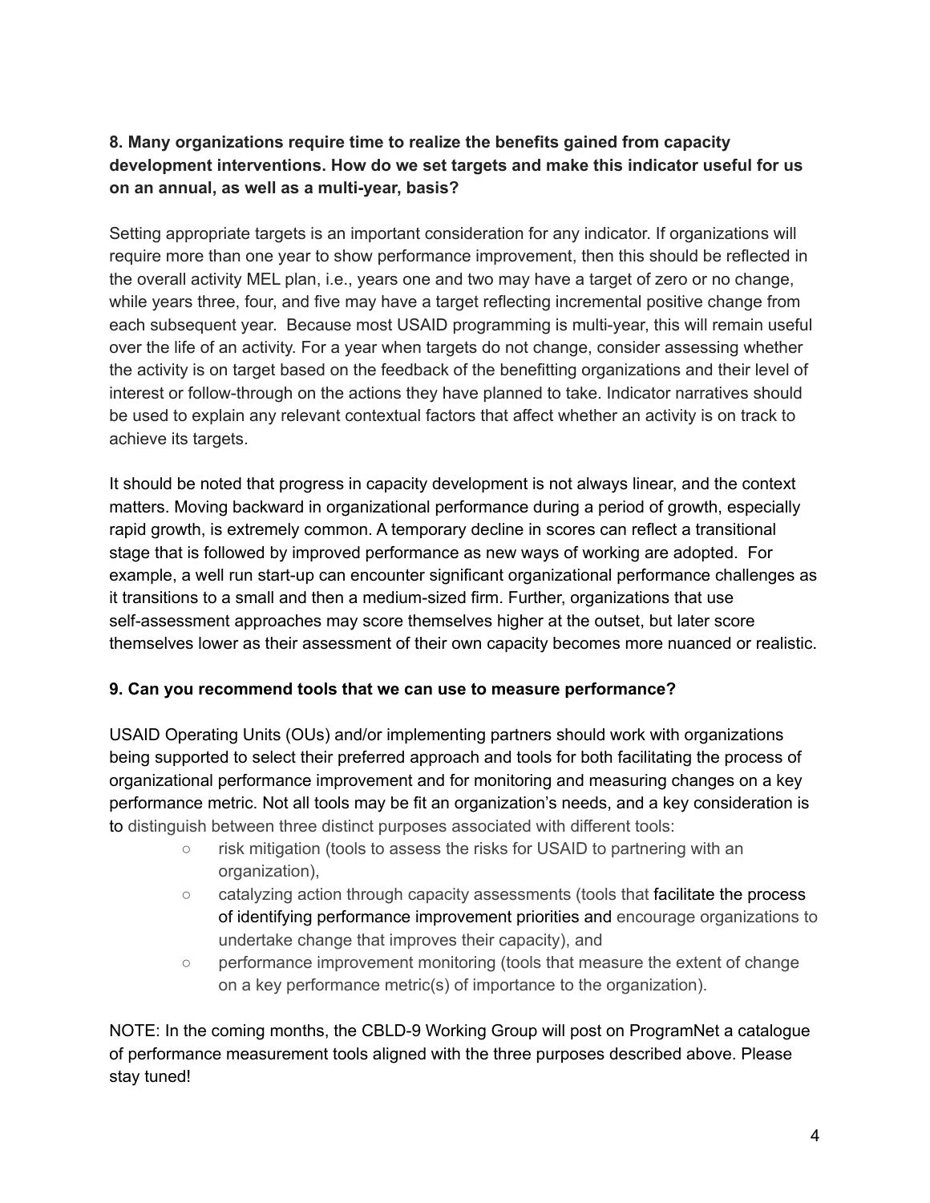**8. Many organizations require time to realize the benefits gained from capacity development interventions. How do we set targets and make this indicator useful for us on an annual, as well as a multi-year, basis?**

Setting appropriate targets is an important consideration for any indicator. If organizations will require more than one year to show performance improvement, then this should be reflected in the overall activity MEL plan, i.e., years one and two may have a target of zero or no change, while years three, four, and five may have a target reflecting incremental positive change from each subsequent year. Because most USAID programming is multi-year, this will remain useful over the life of an activity. For a year when targets do not change, consider assessing whether the activity is on target based on the feedback of the benefitting organizations and their level of interest or follow-through on the actions they have planned to take. Indicator narratives should be used to explain any relevant contextual factors that affect whether an activity is on track to achieve its targets.

It should be noted that progress in capacity development is not always linear, and the context matters. Moving backward in organizational performance during a period of growth, especially rapid growth, is extremely common. A temporary decline in scores can reflect a transitional stage that is followed by improved performance as new ways of working are adopted. For example, a well run start-up can encounter significant organizational performance challenges as it transitions to a small and then a medium-sized firm. Further, organizations that use self-assessment approaches may score themselves higher at the outset, but later score themselves lower as their assessment of their own capacity becomes more nuanced or realistic.

**9. Can you recommend tools that we can use to measure performance?**

USAID Operating Units (OUs) and/or implementing partners should work with organizations being supported to select their preferred approach and tools for both facilitating the process of organizational performance improvement and for monitoring and measuring changes on a key performance metric. Not all tools may be fit an organization's needs, and a key consideration is to distinguish between three distinct purposes associated with different tools:

- risk mitigation (tools to assess the risks for USAID to partnering with an organization),
- catalyzing action through capacity assessments (tools that facilitate the process of identifying performance improvement priorities and encourage organizations to undertake change that improves their capacity), and
- performance improvement monitoring (tools that measure the extent of change on a key performance metric(s) of importance to the organization).

NOTE: In the coming months, the CBLD-9 Working Group will post on ProgramNet a catalogue of performance measurement tools aligned with the three purposes described above. Please stay tuned!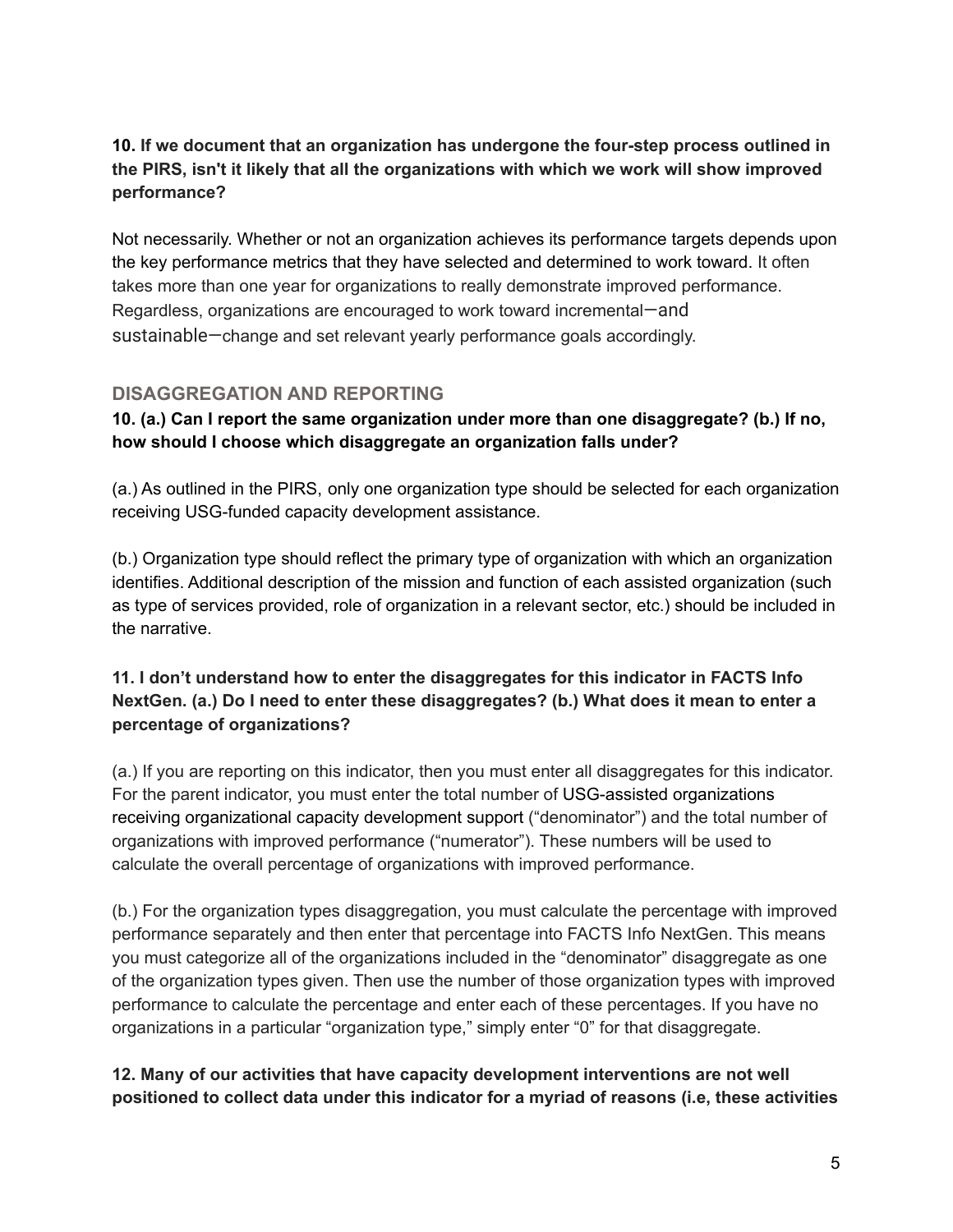**10. If we document that an organization has undergone the four-step process outlined in the PIRS, isn't it likely that all the organizations with which we work will show improved performance?**

Not necessarily. Whether or not an organization achieves its performance targets depends upon the key performance metrics that they have selected and determined to work toward. It often takes more than one year for organizations to really demonstrate improved performance. Regardless, organizations are encouraged to work toward incremental—and sustainable—change and set relevant yearly performance goals accordingly.

## DISAGGREGATION AND REPORTING

**10. (a.) Can I report the same organization under more than one disaggregate? (b.) If no, how should I choose which disaggregate an organization falls under?**

(a.) As outlined in the PIRS, only one organization type should be selected for each organization receiving USG-funded capacity development assistance.

(b.) Organization type should reflect the primary type of organization with which an organization identifies. Additional description of the mission and function of each assisted organization (such as type of services provided, role of organization in a relevant sector, etc.) should be included in the narrative.

**11. I don't understand how to enter the disaggregates for this indicator in FACTS Info NextGen. (a.) Do I need to enter these disaggregates? (b.) What does it mean to enter a percentage of organizations?**

(a.) If you are reporting on this indicator, then you must enter all disaggregates for this indicator. For the parent indicator, you must enter the total number of USG-assisted organizations receiving organizational capacity development support ("denominator") and the total number of organizations with improved performance ("numerator"). These numbers will be used to calculate the overall percentage of organizations with improved performance.

(b.) For the organization types disaggregation, you must calculate the percentage with improved performance separately and then enter that percentage into FACTS Info NextGen. This means you must categorize all of the organizations included in the "denominator" disaggregate as one of the organization types given. Then use the number of those organization types with improved performance to calculate the percentage and enter each of these percentages. If you have no organizations in a particular "organization type," simply enter "0" for that disaggregate.

**12. Many of our activities that have capacity development interventions are not well positioned to collect data under this indicator for a myriad of reasons (i.e, these activities**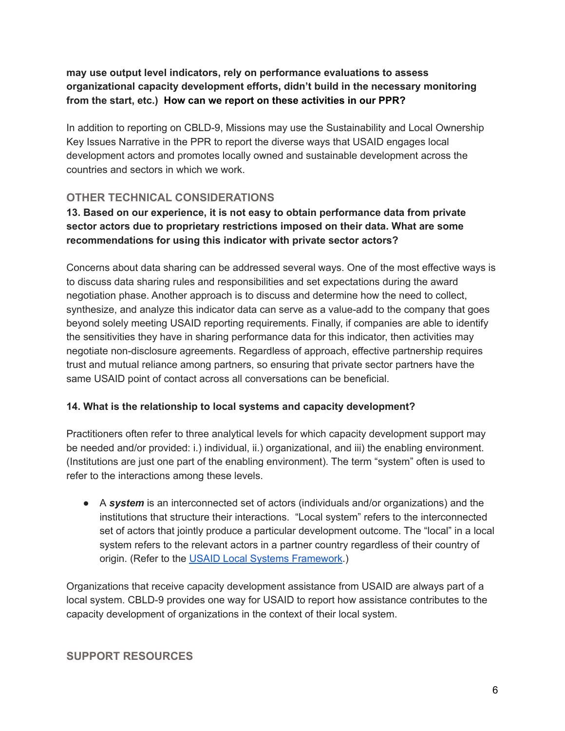**may use output level indicators, rely on performance evaluations to assess organizational capacity development efforts, didn't build in the necessary monitoring from the start, etc.) How can we report on these activities in our PPR?**

In addition to reporting on CBLD-9, Missions may use the Sustainability and Local Ownership Key Issues Narrative in the PPR to report the diverse ways that USAID engages local development actors and promotes locally owned and sustainable development across the countries and sectors in which we work.

## OTHER TECHNICAL CONSIDERATIONS

**13. Based on our experience, it is not easy to obtain performance data from private sector actors due to proprietary restrictions imposed on their data. What are some recommendations for using this indicator with private sector actors?**

Concerns about data sharing can be addressed several ways. One of the most effective ways is to discuss data sharing rules and responsibilities and set expectations during the award negotiation phase. Another approach is to discuss and determine how the need to collect, synthesize, and analyze this indicator data can serve as a value-add to the company that goes beyond solely meeting USAID reporting requirements. Finally, if companies are able to identify the sensitivities they have in sharing performance data for this indicator, then activities may negotiate non-disclosure agreements. Regardless of approach, effective partnership requires trust and mutual reliance among partners, so ensuring that private sector partners have the same USAID point of contact across all conversations can be beneficial.

**14. What is the relationship to local systems and capacity development?**

Practitioners often refer to three analytical levels for which capacity development support may be needed and/or provided: i.) individual, ii.) organizational, and iii) the enabling environment. (Institutions are just one part of the enabling environment). The term "system" often is used to refer to the interactions among these levels.

- A ***system*** is an interconnected set of actors (individuals and/or organizations) and the institutions that structure their interactions. "Local system" refers to the interconnected set of actors that jointly produce a particular development outcome. The "local" in a local system refers to the relevant actors in a partner country regardless of their country of origin. (Refer to the [USAID Local Systems Framework](USAID Local Systems Framework).)

Organizations that receive capacity development assistance from USAID are always part of a local system. CBLD-9 provides one way for USAID to report how assistance contributes to the capacity development of organizations in the context of their local system.

## SUPPORT RESOURCES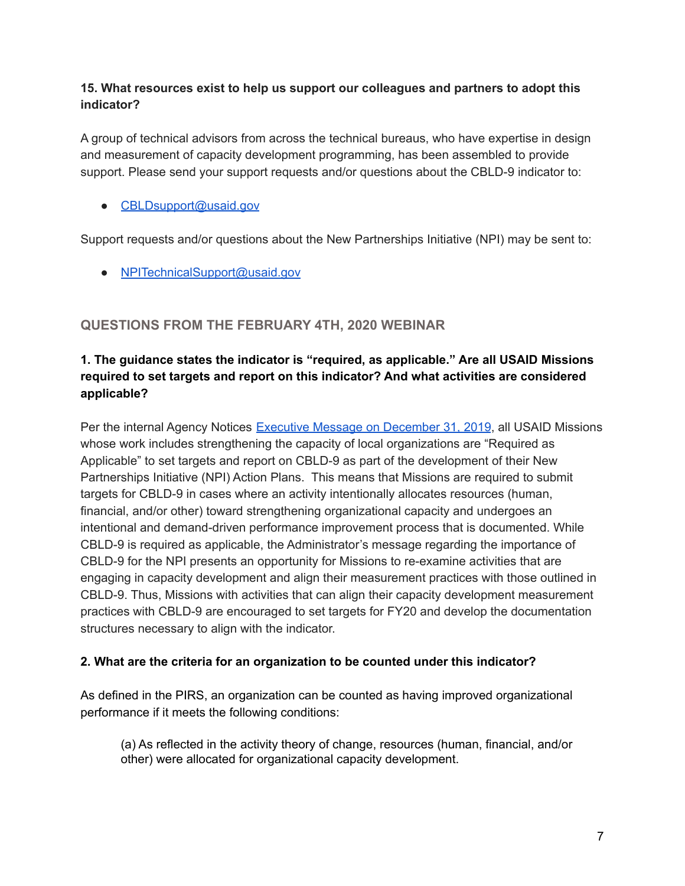**15. What resources exist to help us support our colleagues and partners to adopt this indicator?**

A group of technical advisors from across the technical bureaus, who have expertise in design and measurement of capacity development programming, has been assembled to provide support. Please send your support requests and/or questions about the CBLD-9 indicator to:

- CBLDsupport@usaid.gov

Support requests and/or questions about the New Partnerships Initiative (NPI) may be sent to:

- NPITechnicalSupport@usaid.gov

## QUESTIONS FROM THE FEBRUARY 4TH, 2020 WEBINAR

**1. The guidance states the indicator is "required, as applicable." Are all USAID Missions required to set targets and report on this indicator? And what activities are considered applicable?**

Per the internal Agency Notices Executive Message on December 31, 2019, all USAID Missions whose work includes strengthening the capacity of local organizations are "Required as Applicable" to set targets and report on CBLD-9 as part of the development of their New Partnerships Initiative (NPI) Action Plans. This means that Missions are required to submit targets for CBLD-9 in cases where an activity intentionally allocates resources (human, financial, and/or other) toward strengthening organizational capacity and undergoes an intentional and demand-driven performance improvement process that is documented. While CBLD-9 is required as applicable, the Administrator's message regarding the importance of CBLD-9 for the NPI presents an opportunity for Missions to re-examine activities that are engaging in capacity development and align their measurement practices with those outlined in CBLD-9. Thus, Missions with activities that can align their capacity development measurement practices with CBLD-9 are encouraged to set targets for FY20 and develop the documentation structures necessary to align with the indicator.

**2. What are the criteria for an organization to be counted under this indicator?**

As defined in the PIRS, an organization can be counted as having improved organizational performance if it meets the following conditions:

> (a) As reflected in the activity theory of change, resources (human, financial, and/or other) were allocated for organizational capacity development.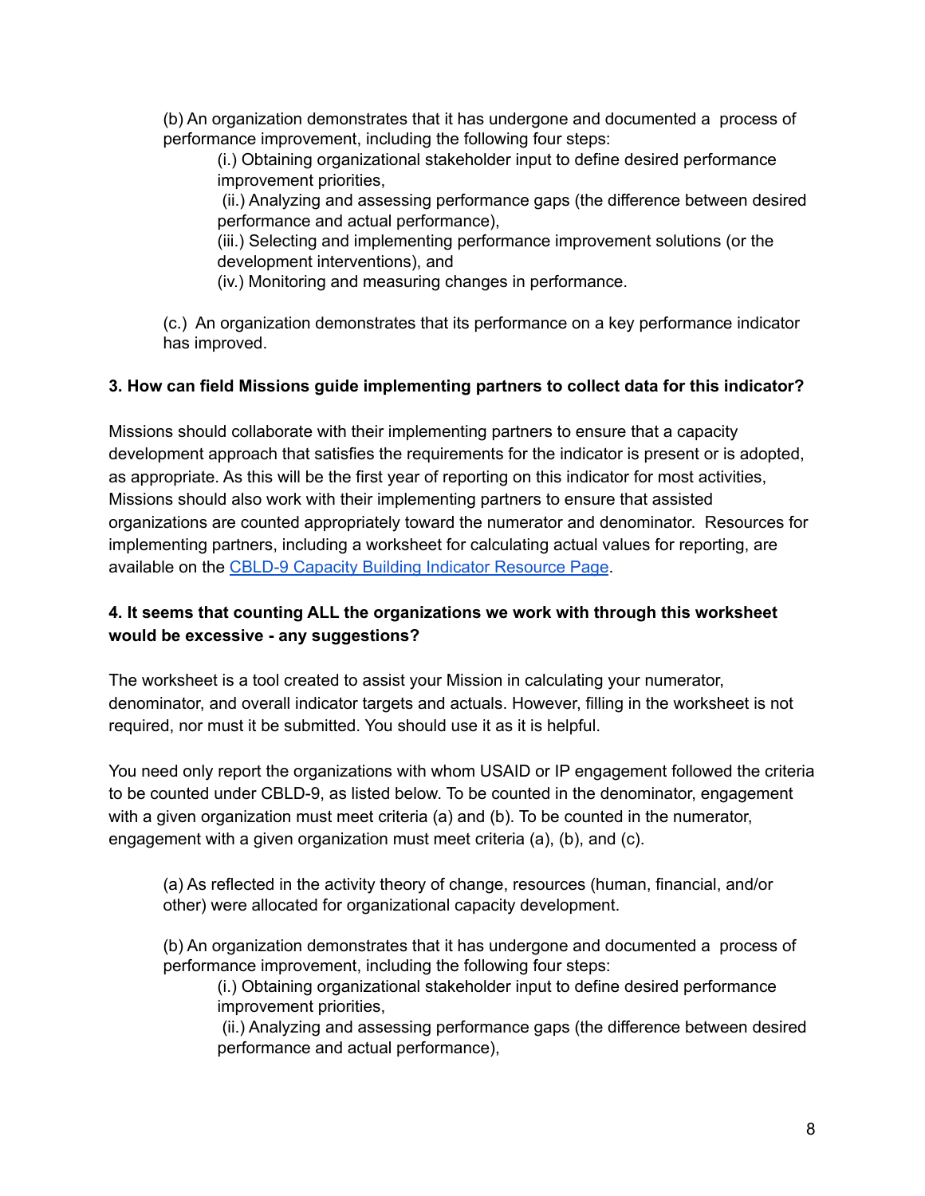(b) An organization demonstrates that it has undergone and documented a process of performance improvement, including the following four steps:

(i.) Obtaining organizational stakeholder input to define desired performance improvement priorities,

(ii.) Analyzing and assessing performance gaps (the difference between desired performance and actual performance),

(iii.) Selecting and implementing performance improvement solutions (or the development interventions), and

(iv.) Monitoring and measuring changes in performance.

(c.) An organization demonstrates that its performance on a key performance indicator has improved.

**3. How can field Missions guide implementing partners to collect data for this indicator?**

Missions should collaborate with their implementing partners to ensure that a capacity development approach that satisfies the requirements for the indicator is present or is adopted, as appropriate. As this will be the first year of reporting on this indicator for most activities, Missions should also work with their implementing partners to ensure that assisted organizations are counted appropriately toward the numerator and denominator. Resources for implementing partners, including a worksheet for calculating actual values for reporting, are available on the [CBLD-9 Capacity Building Indicator Resource Page](#).

**4. It seems that counting ALL the organizations we work with through this worksheet would be excessive - any suggestions?**

The worksheet is a tool created to assist your Mission in calculating your numerator, denominator, and overall indicator targets and actuals. However, filling in the worksheet is not required, nor must it be submitted. You should use it as it is helpful.

You need only report the organizations with whom USAID or IP engagement followed the criteria to be counted under CBLD-9, as listed below. To be counted in the denominator, engagement with a given organization must meet criteria (a) and (b). To be counted in the numerator, engagement with a given organization must meet criteria (a), (b), and (c).

(a) As reflected in the activity theory of change, resources (human, financial, and/or other) were allocated for organizational capacity development.

(b) An organization demonstrates that it has undergone and documented a process of performance improvement, including the following four steps:

(i.) Obtaining organizational stakeholder input to define desired performance improvement priorities,

(ii.) Analyzing and assessing performance gaps (the difference between desired performance and actual performance),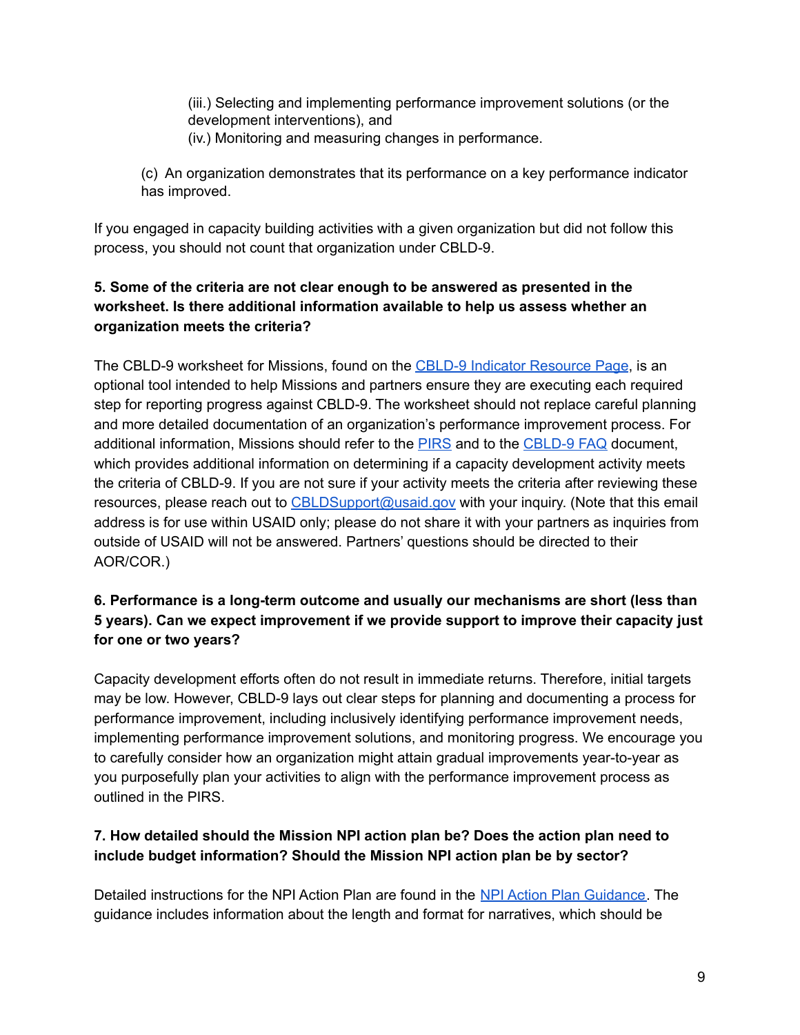(iii.) Selecting and implementing performance improvement solutions (or the development interventions), and
(iv.) Monitoring and measuring changes in performance.

(c) An organization demonstrates that its performance on a key performance indicator has improved.

If you engaged in capacity building activities with a given organization but did not follow this process, you should not count that organization under CBLD-9.

**5. Some of the criteria are not clear enough to be answered as presented in the worksheet. Is there additional information available to help us assess whether an organization meets the criteria?**

The CBLD-9 worksheet for Missions, found on the [CBLD-9 Indicator Resource Page](), is an optional tool intended to help Missions and partners ensure they are executing each required step for reporting progress against CBLD-9. The worksheet should not replace careful planning and more detailed documentation of an organization's performance improvement process. For additional information, Missions should refer to the [PIRS]() and to the [CBLD-9 FAQ]() document, which provides additional information on determining if a capacity development activity meets the criteria of CBLD-9. If you are not sure if your activity meets the criteria after reviewing these resources, please reach out to [CBLDSupport@usaid.gov](mailto:CBLDSupport@usaid.gov) with your inquiry. (Note that this email address is for use within USAID only; please do not share it with your partners as inquiries from outside of USAID will not be answered. Partners' questions should be directed to their AOR/COR.)

**6. Performance is a long-term outcome and usually our mechanisms are short (less than 5 years). Can we expect improvement if we provide support to improve their capacity just for one or two years?**

Capacity development efforts often do not result in immediate returns. Therefore, initial targets may be low. However, CBLD-9 lays out clear steps for planning and documenting a process for performance improvement, including inclusively identifying performance improvement needs, implementing performance improvement solutions, and monitoring progress. We encourage you to carefully consider how an organization might attain gradual improvements year-to-year as you purposefully plan your activities to align with the performance improvement process as outlined in the PIRS.

**7. How detailed should the Mission NPI action plan be? Does the action plan need to include budget information? Should the Mission NPI action plan be by sector?**

Detailed instructions for the NPI Action Plan are found in the [NPI Action Plan Guidance](). The guidance includes information about the length and format for narratives, which should be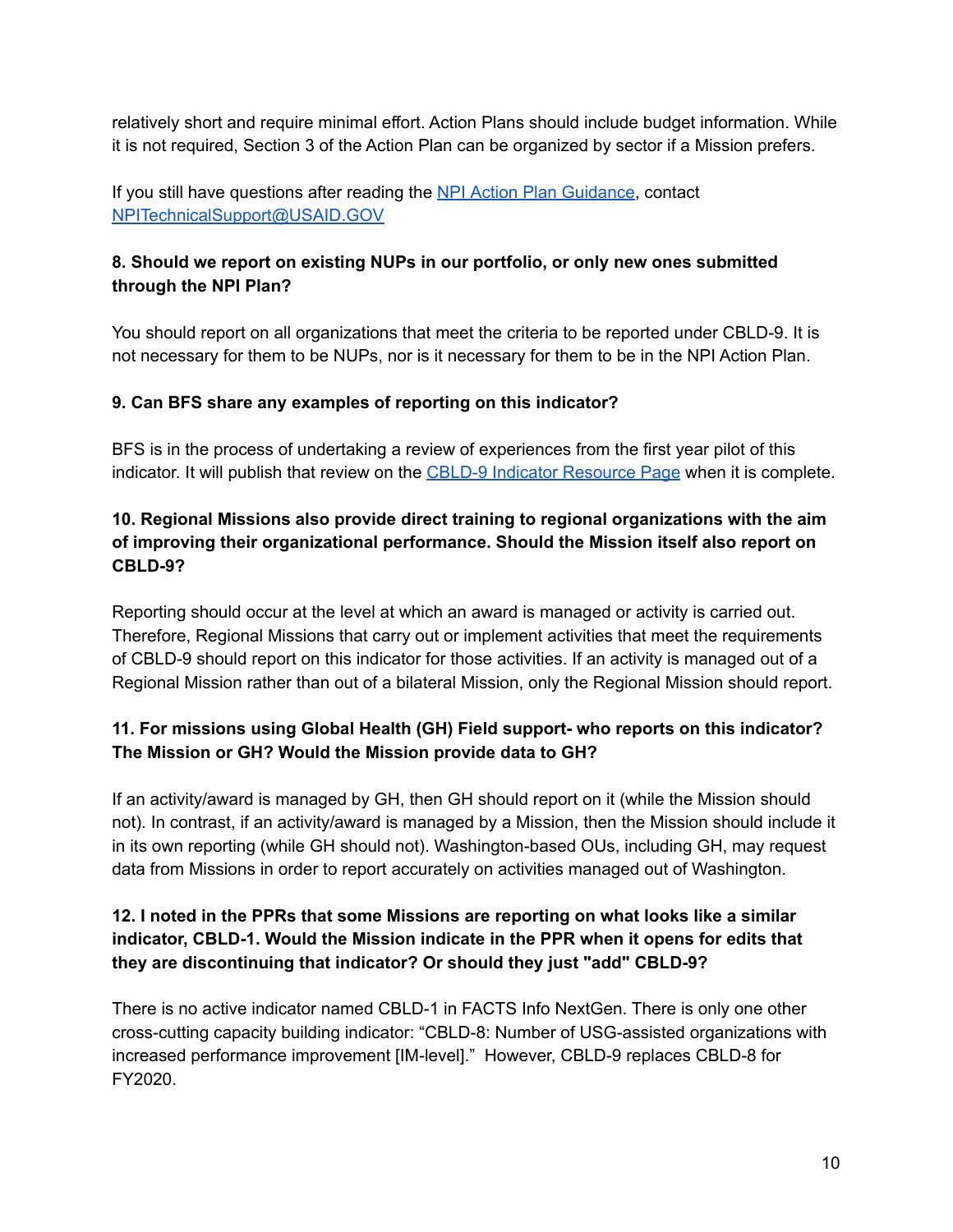relatively short and require minimal effort. Action Plans should include budget information. While it is not required, Section 3 of the Action Plan can be organized by sector if a Mission prefers.

If you still have questions after reading the [NPI Action Plan Guidance](), contact [NPITechnicalSupport@USAID.GOV]()

**8. Should we report on existing NUPs in our portfolio, or only new ones submitted through the NPI Plan?**

You should report on all organizations that meet the criteria to be reported under CBLD-9. It is not necessary for them to be NUPs, nor is it necessary for them to be in the NPI Action Plan.

**9. Can BFS share any examples of reporting on this indicator?**

BFS is in the process of undertaking a review of experiences from the first year pilot of this indicator. It will publish that review on the [CBLD-9 Indicator Resource Page]() when it is complete.

**10. Regional Missions also provide direct training to regional organizations with the aim of improving their organizational performance. Should the Mission itself also report on CBLD-9?**

Reporting should occur at the level at which an award is managed or activity is carried out. Therefore, Regional Missions that carry out or implement activities that meet the requirements of CBLD-9 should report on this indicator for those activities. If an activity is managed out of a Regional Mission rather than out of a bilateral Mission, only the Regional Mission should report.

**11. For missions using Global Health (GH) Field support- who reports on this indicator? The Mission or GH? Would the Mission provide data to GH?**

If an activity/award is managed by GH, then GH should report on it (while the Mission should not). In contrast, if an activity/award is managed by a Mission, then the Mission should include it in its own reporting (while GH should not). Washington-based OUs, including GH, may request data from Missions in order to report accurately on activities managed out of Washington.

**12. I noted in the PPRs that some Missions are reporting on what looks like a similar indicator, CBLD-1. Would the Mission indicate in the PPR when it opens for edits that they are discontinuing that indicator? Or should they just "add" CBLD-9?**

There is no active indicator named CBLD-1 in FACTS Info NextGen. There is only one other cross-cutting capacity building indicator: "CBLD-8: Number of USG-assisted organizations with increased performance improvement [IM-level]." However, CBLD-9 replaces CBLD-8 for FY2020.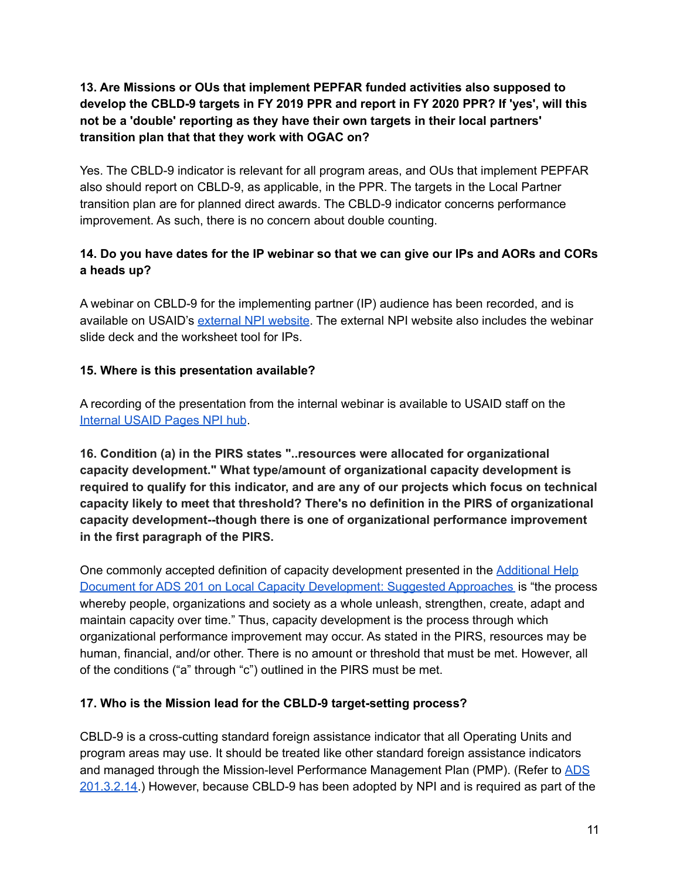**13. Are Missions or OUs that implement PEPFAR funded activities also supposed to develop the CBLD-9 targets in FY 2019 PPR and report in FY 2020 PPR? If 'yes', will this not be a 'double' reporting as they have their own targets in their local partners' transition plan that that they work with OGAC on?**

Yes. The CBLD-9 indicator is relevant for all program areas, and OUs that implement PEPFAR also should report on CBLD-9, as applicable, in the PPR. The targets in the Local Partner transition plan are for planned direct awards. The CBLD-9 indicator concerns performance improvement. As such, there is no concern about double counting.

**14. Do you have dates for the IP webinar so that we can give our IPs and AORs and CORs a heads up?**

A webinar on CBLD-9 for the implementing partner (IP) audience has been recorded, and is available on USAID's [external NPI website](). The external NPI website also includes the webinar slide deck and the worksheet tool for IPs.

**15. Where is this presentation available?**

A recording of the presentation from the internal webinar is available to USAID staff on the [Internal USAID Pages NPI hub]().

**16. Condition (a) in the PIRS states "..resources were allocated for organizational capacity development." What type/amount of organizational capacity development is required to qualify for this indicator, and are any of our projects which focus on technical capacity likely to meet that threshold? There's no definition in the PIRS of organizational capacity development--though there is one of organizational performance improvement in the first paragraph of the PIRS.**

One commonly accepted definition of capacity development presented in the [Additional Help Document for ADS 201 on Local Capacity Development: Suggested Approaches]() is "the process whereby people, organizations and society as a whole unleash, strengthen, create, adapt and maintain capacity over time." Thus, capacity development is the process through which organizational performance improvement may occur. As stated in the PIRS, resources may be human, financial, and/or other. There is no amount or threshold that must be met. However, all of the conditions ("a" through "c") outlined in the PIRS must be met.

**17. Who is the Mission lead for the CBLD-9 target-setting process?**

CBLD-9 is a cross-cutting standard foreign assistance indicator that all Operating Units and program areas may use. It should be treated like other standard foreign assistance indicators and managed through the Mission-level Performance Management Plan (PMP). (Refer to [ADS 201.3.2.14]().) However, because CBLD-9 has been adopted by NPI and is required as part of the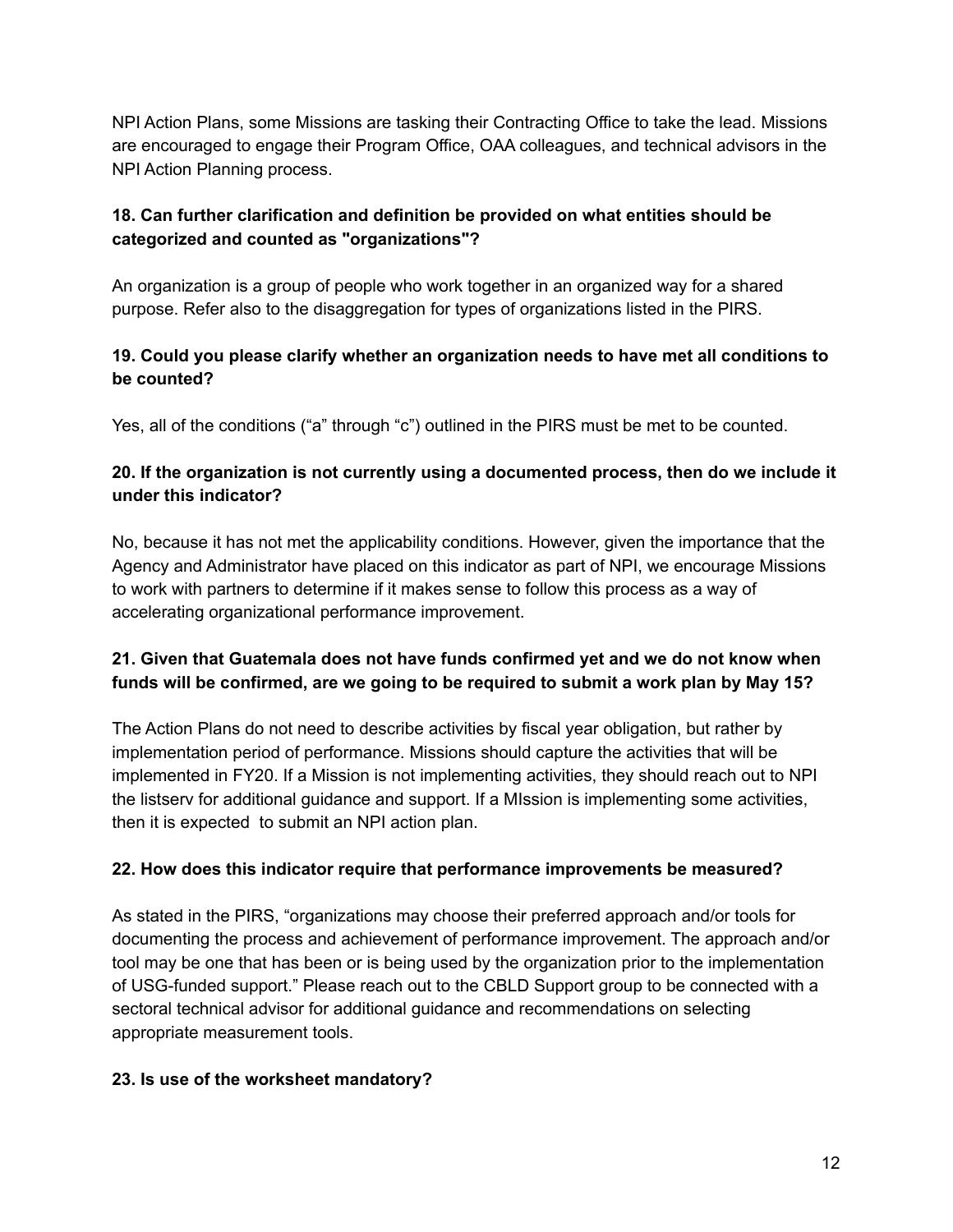NPI Action Plans, some Missions are tasking their Contracting Office to take the lead. Missions are encouraged to engage their Program Office, OAA colleagues, and technical advisors in the NPI Action Planning process.

**18. Can further clarification and definition be provided on what entities should be categorized and counted as "organizations"?**

An organization is a group of people who work together in an organized way for a shared purpose. Refer also to the disaggregation for types of organizations listed in the PIRS.

**19. Could you please clarify whether an organization needs to have met all conditions to be counted?**

Yes, all of the conditions ("a" through "c") outlined in the PIRS must be met to be counted.

**20. If the organization is not currently using a documented process, then do we include it under this indicator?**

No, because it has not met the applicability conditions. However, given the importance that the Agency and Administrator have placed on this indicator as part of NPI, we encourage Missions to work with partners to determine if it makes sense to follow this process as a way of accelerating organizational performance improvement.

**21. Given that Guatemala does not have funds confirmed yet and we do not know when funds will be confirmed, are we going to be required to submit a work plan by May 15?**

The Action Plans do not need to describe activities by fiscal year obligation, but rather by implementation period of performance. Missions should capture the activities that will be implemented in FY20. If a Mission is not implementing activities, they should reach out to NPI the listserv for additional guidance and support. If a MIssion is implementing some activities, then it is expected to submit an NPI action plan.

**22. How does this indicator require that performance improvements be measured?**

As stated in the PIRS, "organizations may choose their preferred approach and/or tools for documenting the process and achievement of performance improvement. The approach and/or tool may be one that has been or is being used by the organization prior to the implementation of USG-funded support." Please reach out to the CBLD Support group to be connected with a sectoral technical advisor for additional guidance and recommendations on selecting appropriate measurement tools.

**23. Is use of the worksheet mandatory?**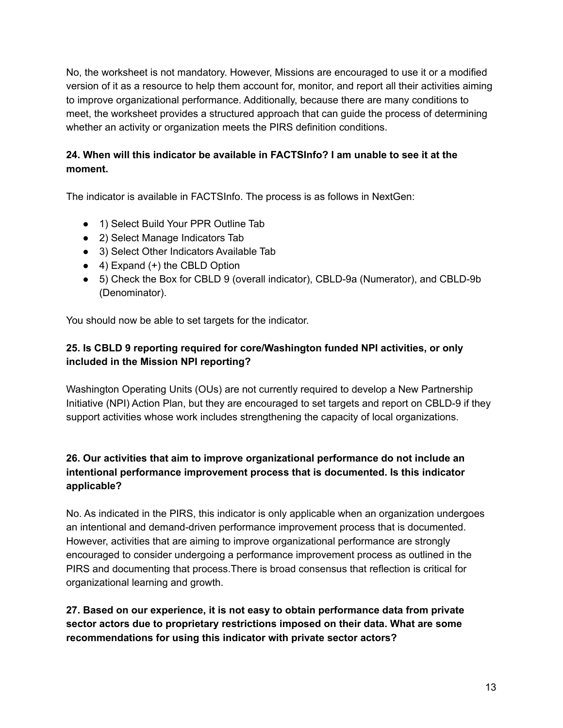No, the worksheet is not mandatory. However, Missions are encouraged to use it or a modified version of it as a resource to help them account for, monitor, and report all their activities aiming to improve organizational performance. Additionally, because there are many conditions to meet, the worksheet provides a structured approach that can guide the process of determining whether an activity or organization meets the PIRS definition conditions.

**24. When will this indicator be available in FACTSInfo? I am unable to see it at the moment.**

The indicator is available in FACTSInfo. The process is as follows in NextGen:

- 1) Select Build Your PPR Outline Tab
- 2) Select Manage Indicators Tab
- 3) Select Other Indicators Available Tab
- 4) Expand (+) the CBLD Option
- 5) Check the Box for CBLD 9 (overall indicator), CBLD-9a (Numerator), and CBLD-9b (Denominator).

You should now be able to set targets for the indicator.

**25. Is CBLD 9 reporting required for core/Washington funded NPI activities, or only included in the Mission NPI reporting?**

Washington Operating Units (OUs) are not currently required to develop a New Partnership Initiative (NPI) Action Plan, but they are encouraged to set targets and report on CBLD-9 if they support activities whose work includes strengthening the capacity of local organizations.

**26. Our activities that aim to improve organizational performance do not include an intentional performance improvement process that is documented. Is this indicator applicable?**

No. As indicated in the PIRS, this indicator is only applicable when an organization undergoes an intentional and demand-driven performance improvement process that is documented. However, activities that are aiming to improve organizational performance are strongly encouraged to consider undergoing a performance improvement process as outlined in the PIRS and documenting that process.There is broad consensus that reflection is critical for organizational learning and growth.

**27. Based on our experience, it is not easy to obtain performance data from private sector actors due to proprietary restrictions imposed on their data. What are some recommendations for using this indicator with private sector actors?**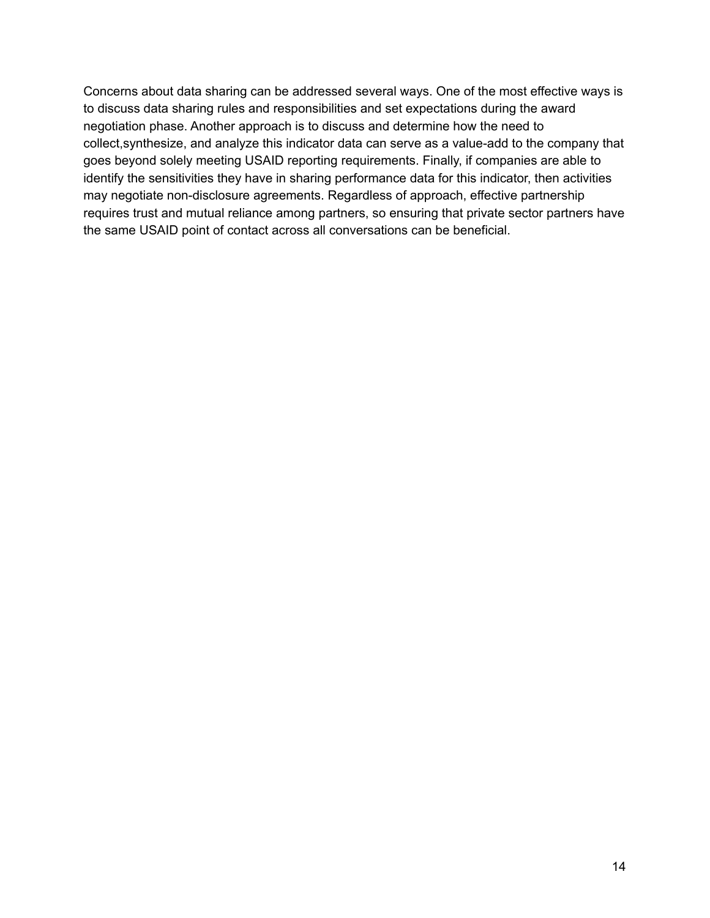Concerns about data sharing can be addressed several ways. One of the most effective ways is to discuss data sharing rules and responsibilities and set expectations during the award negotiation phase. Another approach is to discuss and determine how the need to collect,synthesize, and analyze this indicator data can serve as a value-add to the company that goes beyond solely meeting USAID reporting requirements. Finally, if companies are able to identify the sensitivities they have in sharing performance data for this indicator, then activities may negotiate non-disclosure agreements. Regardless of approach, effective partnership requires trust and mutual reliance among partners, so ensuring that private sector partners have the same USAID point of contact across all conversations can be beneficial.